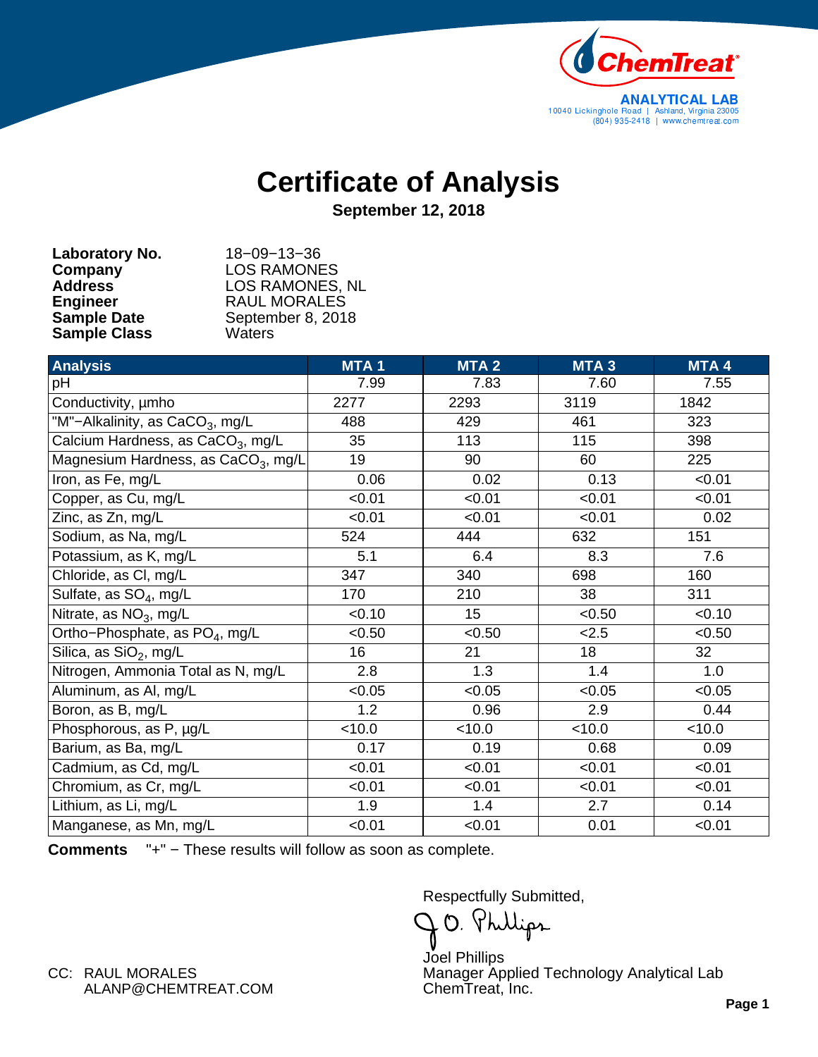ChemTreat®

**ANALYTICAL LAB**
10040 Lickinghole Road | Ashland, Virginia 23005
(804) 935-2418 | www.chemtreat.com

# Certificate of Analysis

**September 12, 2018**

**Laboratory No.** 18−09−13−36
**Company** LOS RAMONES
**Address** LOS RAMONES, NL
**Engineer** RAUL MORALES
**Sample Date** September 8, 2018
**Sample Class** Waters

| Analysis | MTA 1 | MTA 2 | MTA 3 | MTA 4 |
|---|---|---|---|---|
| pH | 7.99 | 7.83 | 7.60 | 7.55 |
| Conductivity, µmho | 2277 | 2293 | 3119 | 1842 |
| "M"−Alkalinity, as $CaCO_3$, mg/L | 488 | 429 | 461 | 323 |
| Calcium Hardness, as $CaCO_3$, mg/L | 35 | 113 | 115 | 398 |
| Magnesium Hardness, as $CaCO_3$, mg/L | 19 | 90 | 60 | 225 |
| Iron, as Fe, mg/L | 0.06 | 0.02 | 0.13 | <0.01 |
| Copper, as Cu, mg/L | <0.01 | <0.01 | <0.01 | <0.01 |
| Zinc, as Zn, mg/L | <0.01 | <0.01 | <0.01 | 0.02 |
| Sodium, as Na, mg/L | 524 | 444 | 632 | 151 |
| Potassium, as K, mg/L | 5.1 | 6.4 | 8.3 | 7.6 |
| Chloride, as Cl, mg/L | 347 | 340 | 698 | 160 |
| Sulfate, as $SO_4$, mg/L | 170 | 210 | 38 | 311 |
| Nitrate, as $NO_3$, mg/L | <0.10 | 15 | <0.50 | <0.10 |
| Ortho−Phosphate, as $PO_4$, mg/L | <0.50 | <0.50 | <2.5 | <0.50 |
| Silica, as $SiO_2$, mg/L | 16 | 21 | 18 | 32 |
| Nitrogen, Ammonia Total as N, mg/L | 2.8 | 1.3 | 1.4 | 1.0 |
| Aluminum, as Al, mg/L | <0.05 | <0.05 | <0.05 | <0.05 |
| Boron, as B, mg/L | 1.2 | 0.96 | 2.9 | 0.44 |
| Phosphorous, as P, µg/L | <10.0 | <10.0 | <10.0 | <10.0 |
| Barium, as Ba, mg/L | 0.17 | 0.19 | 0.68 | 0.09 |
| Cadmium, as Cd, mg/L | <0.01 | <0.01 | <0.01 | <0.01 |
| Chromium, as Cr, mg/L | <0.01 | <0.01 | <0.01 | <0.01 |
| Lithium, as Li, mg/L | 1.9 | 1.4 | 2.7 | 0.14 |
| Manganese, as Mn, mg/L | <0.01 | <0.01 | 0.01 | <0.01 |

**Comments** "+" − These results will follow as soon as complete.

Respectfully Submitted,

J.O. Phillips

Joel Phillips
Manager Applied Technology Analytical Lab
ChemTreat, Inc.

CC: RAUL MORALES
ALANP@CHEMTREAT.COM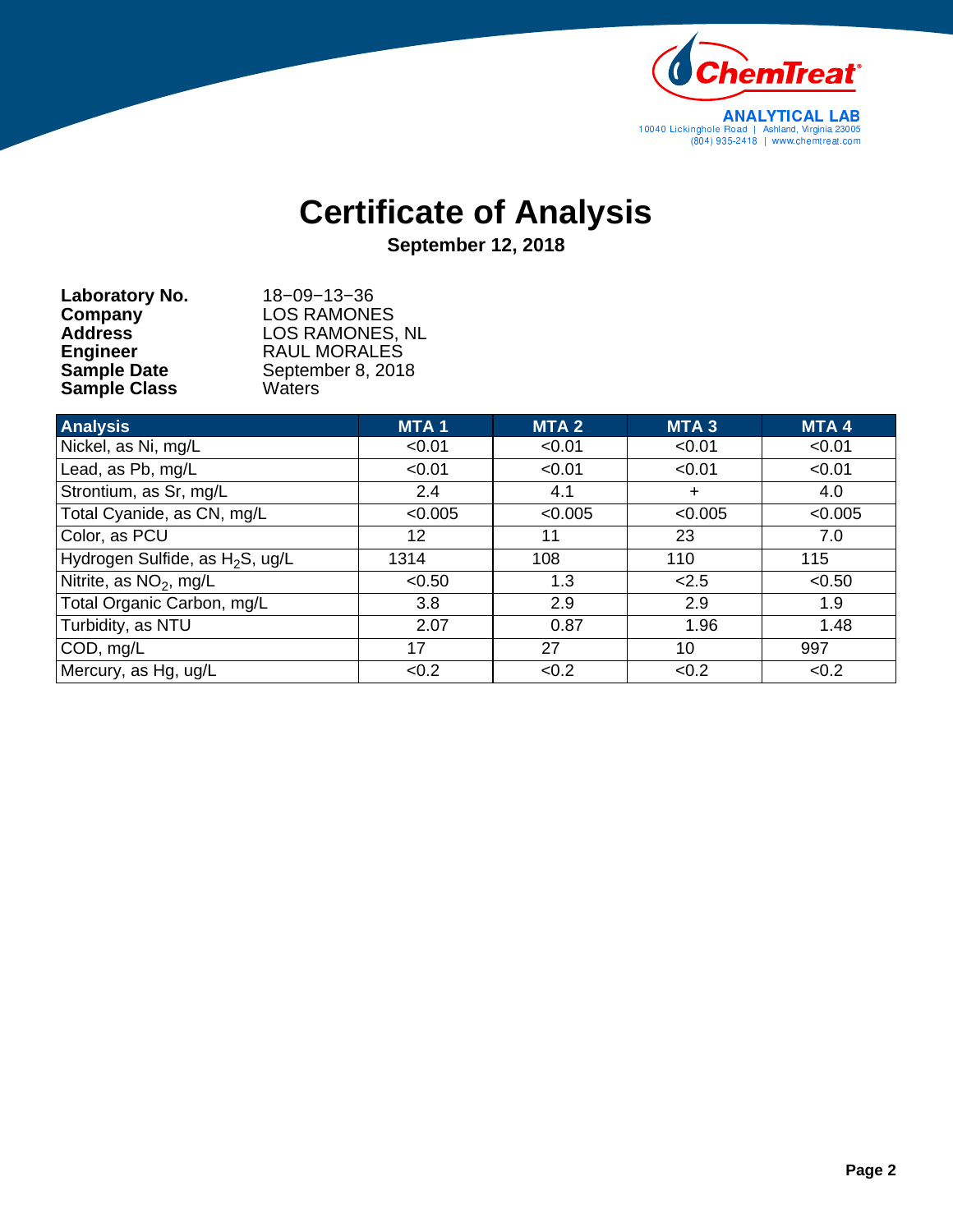ChemTreat
ANALYTICAL LAB
10040 Lickinghole Road | Ashland, Virginia 23005
(804) 935-2418 | www.chemtreat.com

# Certificate of Analysis

**September 12, 2018**

| | |
|---|---|
| **Laboratory No.** | 18−09−13−36 |
| **Company** | LOS RAMONES |
| **Address** | LOS RAMONES, NL |
| **Engineer** | RAUL MORALES |
| **Sample Date** | September 8, 2018 |
| **Sample Class** | Waters |

| Analysis | MTA 1 | MTA 2 | MTA 3 | MTA 4 |
|---|---|---|---|---|
| Nickel, as Ni, mg/L | <0.01 | <0.01 | <0.01 | <0.01 |
| Lead, as Pb, mg/L | <0.01 | <0.01 | <0.01 | <0.01 |
| Strontium, as Sr, mg/L | 2.4 | 4.1 | + | 4.0 |
| Total Cyanide, as CN, mg/L | <0.005 | <0.005 | <0.005 | <0.005 |
| Color, as PCU | 12 | 11 | 23 | 7.0 |
| Hydrogen Sulfide, as $H_2S$, ug/L | 1314 | 108 | 110 | 115 |
| Nitrite, as $NO_2$, mg/L | <0.50 | 1.3 | <2.5 | <0.50 |
| Total Organic Carbon, mg/L | 3.8 | 2.9 | 2.9 | 1.9 |
| Turbidity, as NTU | 2.07 | 0.87 | 1.96 | 1.48 |
| COD, mg/L | 17 | 27 | 10 | 997 |
| Mercury, as Hg, ug/L | <0.2 | <0.2 | <0.2 | <0.2 |